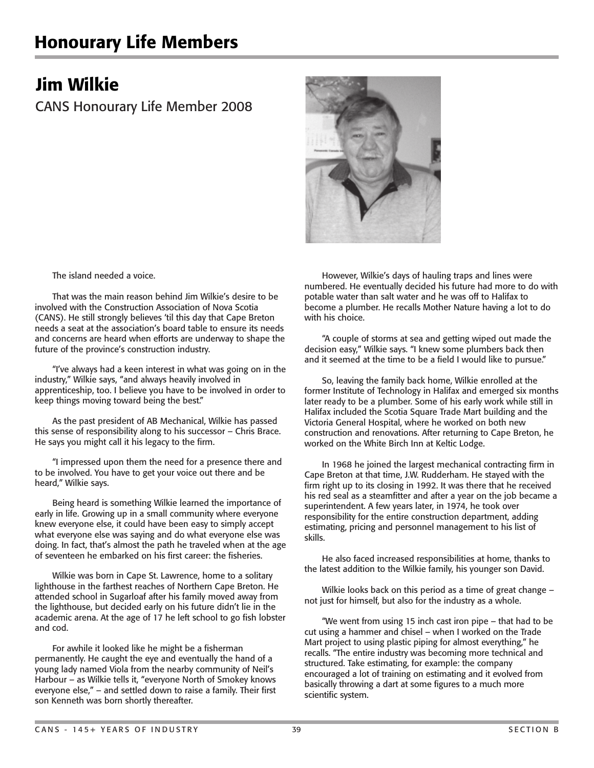# Honourary Life Members

## Jim Wilkie

CANS Honourary Life Member 2008

The island needed a voice.

That was the main reason behind Jim Wilkie's desire to be involved with the Construction Association of Nova Scotia (CANS). He still strongly believes 'til this day that Cape Breton needs a seat at the association's board table to ensure its needs and concerns are heard when efforts are underway to shape the future of the province's construction industry.

"I've always had a keen interest in what was going on in the industry," Wilkie says, "and always heavily involved in apprenticeship, too. I believe you have to be involved in order to keep things moving toward being the best."

As the past president of AB Mechanical, Wilkie has passed this sense of responsibility along to his successor – Chris Brace. He says you might call it his legacy to the firm.

"I impressed upon them the need for a presence there and to be involved. You have to get your voice out there and be heard," Wilkie says.

Being heard is something Wilkie learned the importance of early in life. Growing up in a small community where everyone knew everyone else, it could have been easy to simply accept what everyone else was saying and do what everyone else was doing. In fact, that's almost the path he traveled when at the age of seventeen he embarked on his first career: the fisheries.

Wilkie was born in Cape St. Lawrence, home to a solitary lighthouse in the farthest reaches of Northern Cape Breton. He attended school in Sugarloaf after his family moved away from the lighthouse, but decided early on his future didn't lie in the academic arena. At the age of 17 he left school to go fish lobster and cod.

For awhile it looked like he might be a fisherman permanently. He caught the eye and eventually the hand of a young lady named Viola from the nearby community of Neil's Harbour – as Wilkie tells it, "everyone North of Smokey knows everyone else," – and settled down to raise a family. Their first son Kenneth was born shortly thereafter.

However, Wilkie's days of hauling traps and lines were numbered. He eventually decided his future had more to do with potable water than salt water and he was off to Halifax to become a plumber. He recalls Mother Nature having a lot to do with his choice.

"A couple of storms at sea and getting wiped out made the decision easy," Wilkie says. "I knew some plumbers back then and it seemed at the time to be a field I would like to pursue."

So, leaving the family back home, Wilkie enrolled at the former Institute of Technology in Halifax and emerged six months later ready to be a plumber. Some of his early work while still in Halifax included the Scotia Square Trade Mart building and the Victoria General Hospital, where he worked on both new construction and renovations. After returning to Cape Breton, he worked on the White Birch Inn at Keltic Lodge.

In 1968 he joined the largest mechanical contracting firm in Cape Breton at that time, J.W. Rudderham. He stayed with the firm right up to its closing in 1992. It was there that he received his red seal as a steamfitter and after a year on the job became a superintendent. A few years later, in 1974, he took over responsibility for the entire construction department, adding estimating, pricing and personnel management to his list of skills.

He also faced increased responsibilities at home, thanks to the latest addition to the Wilkie family, his younger son David.

Wilkie looks back on this period as a time of great change – not just for himself, but also for the industry as a whole.

"We went from using 15 inch cast iron pipe – that had to be cut using a hammer and chisel – when I worked on the Trade Mart project to using plastic piping for almost everything," he recalls. "The entire industry was becoming more technical and structured. Take estimating, for example: the company encouraged a lot of training on estimating and it evolved from basically throwing a dart at some figures to a much more scientific system.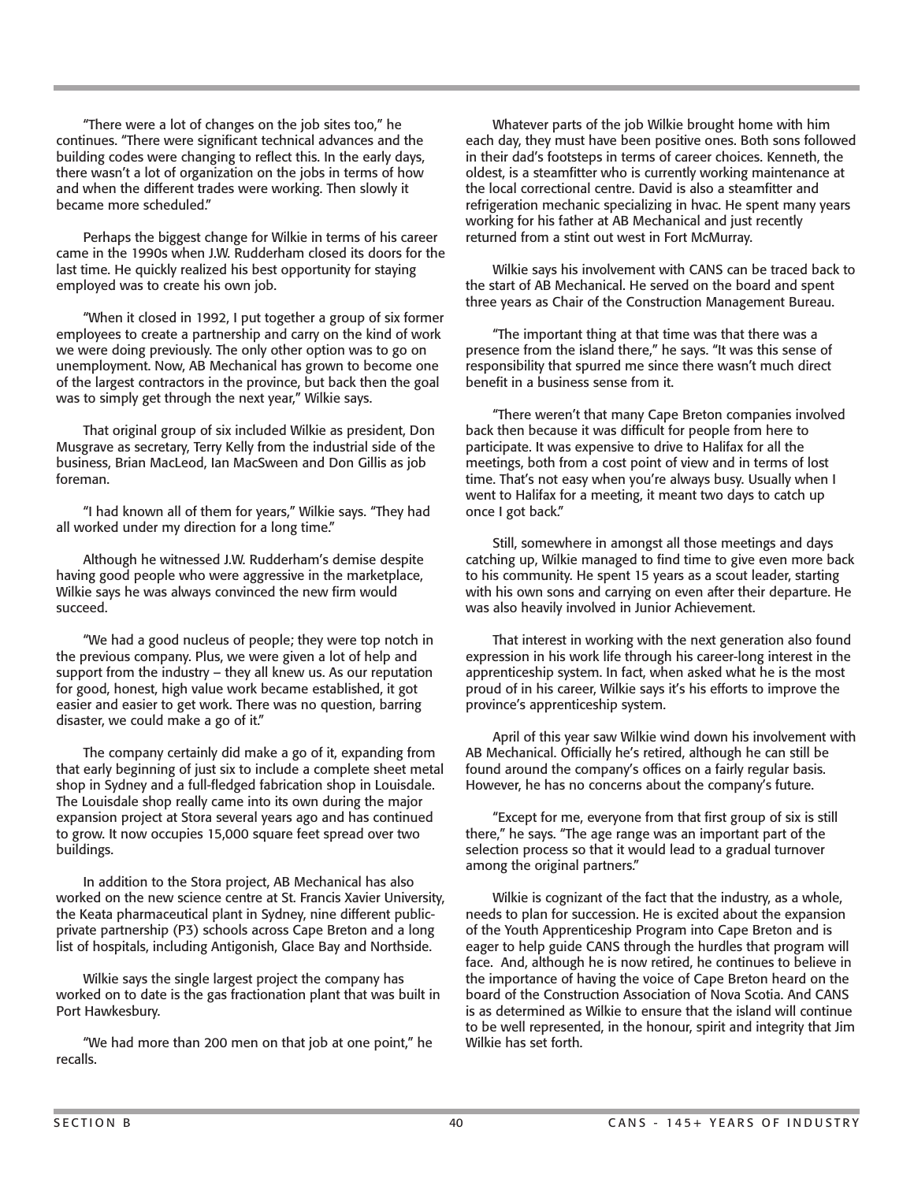"There were a lot of changes on the job sites too," he continues. "There were significant technical advances and the building codes were changing to reflect this. In the early days, there wasn't a lot of organization on the jobs in terms of how and when the different trades were working. Then slowly it became more scheduled."

Perhaps the biggest change for Wilkie in terms of his career came in the 1990s when J.W. Rudderham closed its doors for the last time. He quickly realized his best opportunity for staying employed was to create his own job.

"When it closed in 1992, I put together a group of six former employees to create a partnership and carry on the kind of work we were doing previously. The only other option was to go on unemployment. Now, AB Mechanical has grown to become one of the largest contractors in the province, but back then the goal was to simply get through the next year," Wilkie says.

That original group of six included Wilkie as president, Don Musgrave as secretary, Terry Kelly from the industrial side of the business, Brian MacLeod, Ian MacSween and Don Gillis as job foreman.

"I had known all of them for years," Wilkie says. "They had all worked under my direction for a long time."

Although he witnessed J.W. Rudderham's demise despite having good people who were aggressive in the marketplace, Wilkie says he was always convinced the new firm would succeed.

"We had a good nucleus of people; they were top notch in the previous company. Plus, we were given a lot of help and support from the industry – they all knew us. As our reputation for good, honest, high value work became established, it got easier and easier to get work. There was no question, barring disaster, we could make a go of it."

The company certainly did make a go of it, expanding from that early beginning of just six to include a complete sheet metal shop in Sydney and a full-fledged fabrication shop in Louisdale. The Louisdale shop really came into its own during the major expansion project at Stora several years ago and has continued to grow. It now occupies 15,000 square feet spread over two buildings.

In addition to the Stora project, AB Mechanical has also worked on the new science centre at St. Francis Xavier University, the Keata pharmaceutical plant in Sydney, nine different public-private partnership (P3) schools across Cape Breton and a long list of hospitals, including Antigonish, Glace Bay and Northside.

Wilkie says the single largest project the company has worked on to date is the gas fractionation plant that was built in Port Hawkesbury.

"We had more than 200 men on that job at one point," he recalls.

Whatever parts of the job Wilkie brought home with him each day, they must have been positive ones. Both sons followed in their dad's footsteps in terms of career choices. Kenneth, the oldest, is a steamfitter who is currently working maintenance at the local correctional centre. David is also a steamfitter and refrigeration mechanic specializing in hvac. He spent many years working for his father at AB Mechanical and just recently returned from a stint out west in Fort McMurray.

Wilkie says his involvement with CANS can be traced back to the start of AB Mechanical. He served on the board and spent three years as Chair of the Construction Management Bureau.

"The important thing at that time was that there was a presence from the island there," he says. "It was this sense of responsibility that spurred me since there wasn't much direct benefit in a business sense from it.

"There weren't that many Cape Breton companies involved back then because it was difficult for people from here to participate. It was expensive to drive to Halifax for all the meetings, both from a cost point of view and in terms of lost time. That's not easy when you're always busy. Usually when I went to Halifax for a meeting, it meant two days to catch up once I got back."

Still, somewhere in amongst all those meetings and days catching up, Wilkie managed to find time to give even more back to his community. He spent 15 years as a scout leader, starting with his own sons and carrying on even after their departure. He was also heavily involved in Junior Achievement.

That interest in working with the next generation also found expression in his work life through his career-long interest in the apprenticeship system. In fact, when asked what he is the most proud of in his career, Wilkie says it's his efforts to improve the province's apprenticeship system.

April of this year saw Wilkie wind down his involvement with AB Mechanical. Officially he's retired, although he can still be found around the company's offices on a fairly regular basis. However, he has no concerns about the company's future.

"Except for me, everyone from that first group of six is still there," he says. "The age range was an important part of the selection process so that it would lead to a gradual turnover among the original partners."

Wilkie is cognizant of the fact that the industry, as a whole, needs to plan for succession. He is excited about the expansion of the Youth Apprenticeship Program into Cape Breton and is eager to help guide CANS through the hurdles that program will face. And, although he is now retired, he continues to believe in the importance of having the voice of Cape Breton heard on the board of the Construction Association of Nova Scotia. And CANS is as determined as Wilkie to ensure that the island will continue to be well represented, in the honour, spirit and integrity that Jim Wilkie has set forth.